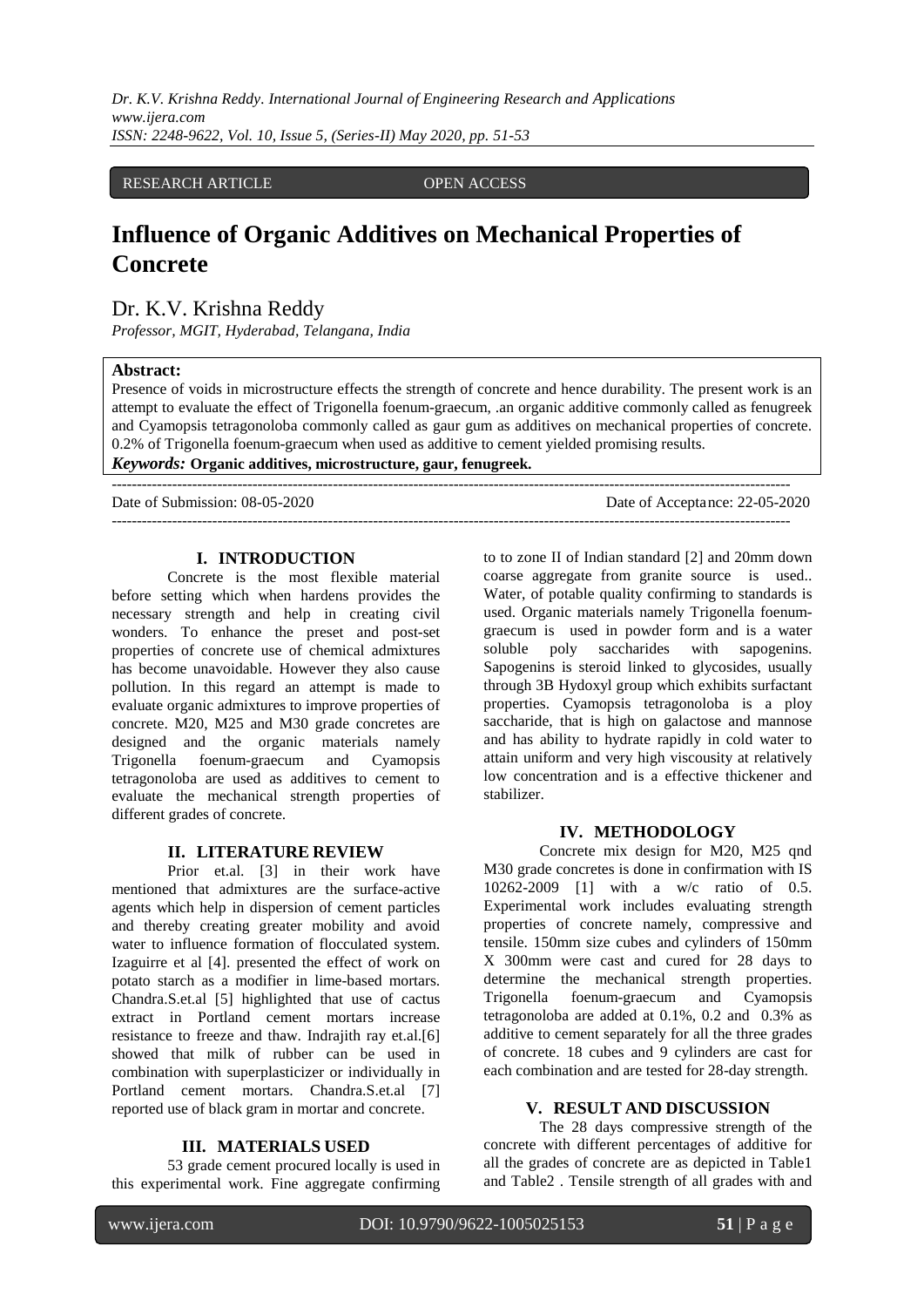RESEARCH ARTICLE OPEN ACCESS

# Influence of Organic Additives on Mechanical Properties of Concrete

Dr. K.V. Krishna Reddy

*Professor, MGIT, Hyderabad, Telangana, India*

**Abstract:**
Presence of voids in microstructure effects the strength of concrete and hence durability. The present work is an attempt to evaluate the effect of Trigonella foenum-graecum, .an organic additive commonly called as fenugreek and Cyamopsis tetragonoloba commonly called as gaur gum as additives on mechanical properties of concrete. 0.2% of Trigonella foenum-graecum when used as additive to cement yielded promising results.

***Keywords:*** **Organic additives, microstructure, gaur, fenugreek.**

Date of Submission: 08-05-2020 Date of Acceptance: 22-05-2020

## I. INTRODUCTION

Concrete is the most flexible material before setting which when hardens provides the necessary strength and help in creating civil wonders. To enhance the preset and post-set properties of concrete use of chemical admixtures has become unavoidable. However they also cause pollution. In this regard an attempt is made to evaluate organic admixtures to improve properties of concrete. M20, M25 and M30 grade concretes are designed and the organic materials namely Trigonella foenum-graecum and Cyamopsis tetragonoloba are used as additives to cement to evaluate the mechanical strength properties of different grades of concrete.

## II. LITERATURE REVIEW

Prior et.al. [3] in their work have mentioned that admixtures are the surface-active agents which help in dispersion of cement particles and thereby creating greater mobility and avoid water to influence formation of flocculated system. Izaguirre et al [4]. presented the effect of work on potato starch as a modifier in lime-based mortars. Chandra.S.et.al [5] highlighted that use of cactus extract in Portland cement mortars increase resistance to freeze and thaw. Indrajith ray et.al.[6] showed that milk of rubber can be used in combination with superplasticizer or individually in Portland cement mortars. Chandra.S.et.al [7] reported use of black gram in mortar and concrete.

## III. MATERIALS USED

53 grade cement procured locally is used in this experimental work. Fine aggregate confirming to to zone II of Indian standard [2] and 20mm down coarse aggregate from granite source is used.. Water, of potable quality confirming to standards is used. Organic materials namely Trigonella foenum-graecum is used in powder form and is a water soluble poly saccharides with sapogenins. Sapogenins is steroid linked to glycosides, usually through 3B Hydoxyl group which exhibits surfactant properties. Cyamopsis tetragonoloba is a ploy saccharide, that is high on galactose and mannose and has ability to hydrate rapidly in cold water to attain uniform and very high viscousity at relatively low concentration and is a effective thickener and stabilizer.

## IV. METHODOLOGY

Concrete mix design for M20, M25 qnd M30 grade concretes is done in confirmation with IS 10262-2009 [1] with a w/c ratio of 0.5. Experimental work includes evaluating strength properties of concrete namely, compressive and tensile. 150mm size cubes and cylinders of 150mm X 300mm were cast and cured for 28 days to determine the mechanical strength properties. Trigonella foenum-graecum and Cyamopsis tetragonoloba are added at 0.1%, 0.2 and 0.3% as additive to cement separately for all the three grades of concrete. 18 cubes and 9 cylinders are cast for each combination and are tested for 28-day strength.

## V. RESULT AND DISCUSSION

The 28 days compressive strength of the concrete with different percentages of additive for all the grades of concrete are as depicted in Table1 and Table2 . Tensile strength of all grades with and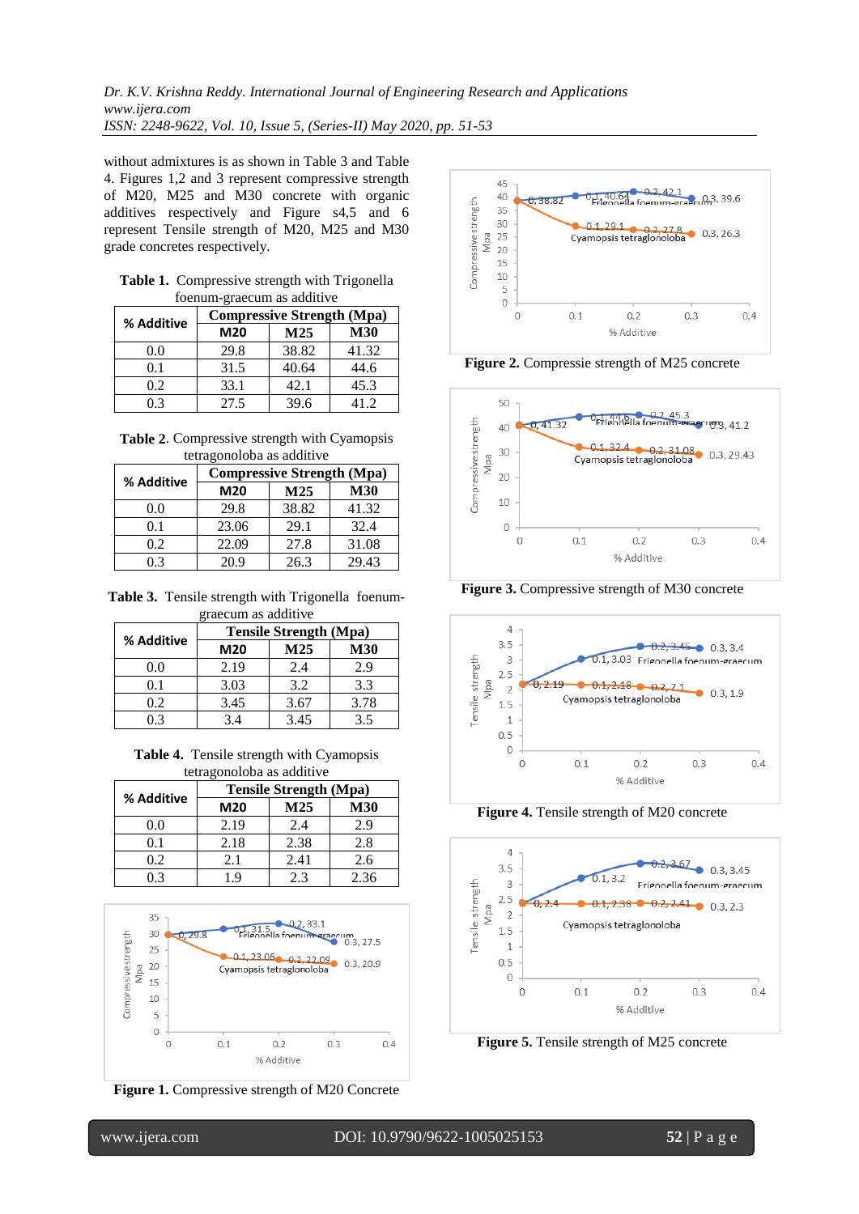without admixtures is as shown in Table 3 and Table 4. Figures 1,2 and 3 represent compressive strength of M20, M25 and M30 concrete with organic additives respectively and Figure s4,5 and 6 represent Tensile strength of M20, M25 and M30 grade concretes respectively.

**Table 1.** Compressive strength with Trigonella foenum-graecum as additive

| % Additive | Compressive Strength (Mpa) | | |
|---|---|---|---|
| | M20 | M25 | M30 |
| 0.0 | 29.8 | 38.82 | 41.32 |
| 0.1 | 31.5 | 40.64 | 44.6 |
| 0.2 | 33.1 | 42.1 | 45.3 |
| 0.3 | 27.5 | 39.6 | 41.2 |

**Table 2**. Compressive strength with Cyamopsis tetragonoloba as additive

| % Additive | Compressive Strength (Mpa) | | |
|---|---|---|---|
| | M20 | M25 | M30 |
| 0.0 | 29.8 | 38.82 | 41.32 |
| 0.1 | 23.06 | 29.1 | 32.4 |
| 0.2 | 22.09 | 27.8 | 31.08 |
| 0.3 | 20.9 | 26.3 | 29.43 |

**Table 3.** Tensile strength with Trigonella foenum-graecum as additive

| % Additive | Tensile Strength (Mpa) | | |
|---|---|---|---|
| | M20 | M25 | M30 |
| 0.0 | 2.19 | 2.4 | 2.9 |
| 0.1 | 3.03 | 3.2 | 3.3 |
| 0.2 | 3.45 | 3.67 | 3.78 |
| 0.3 | 3.4 | 3.45 | 3.5 |

**Table 4.** Tensile strength with Cyamopsis tetragonoloba as additive

| % Additive | Tensile Strength (Mpa) | | |
|---|---|---|---|
| | M20 | M25 | M30 |
| 0.0 | 2.19 | 2.4 | 2.9 |
| 0.1 | 2.18 | 2.38 | 2.8 |
| 0.2 | 2.1 | 2.41 | 2.6 |
| 0.3 | 1.9 | 2.3 | 2.36 |

**Figure 1.** Compressive strength of M20 Concrete

**Figure 2.** Compressie strength of M25 concrete

**Figure 3.** Compressive strength of M30 concrete

**Figure 4.** Tensile strength of M20 concrete

**Figure 5.** Tensile strength of M25 concrete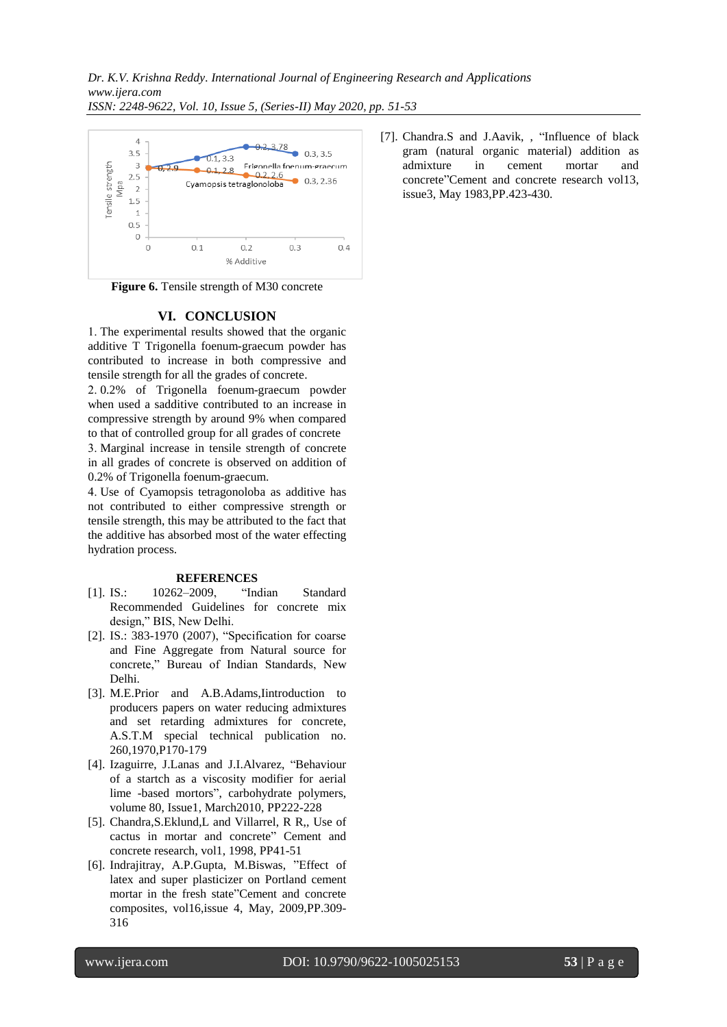4
3.5
3
2.5
2
1.5
1
0.5
0

Tensile strength Mpa

0, 2.9
0.1, 3.3
0.2, 3.78
0.3, 3.5
Frigonella foenum-graecum
0.1, 2.8
0.2, 2.6
Cyamopsis tetraglonoloba
0.3, 2.36

0 0.1 0.2 0.3 0.4

% Additive

**Figure 6.** Tensile strength of M30 concrete

## VI. CONCLUSION

1. The experimental results showed that the organic additive T Trigonella foenum-graecum powder has contributed to increase in both compressive and tensile strength for all the grades of concrete.
2. 0.2% of Trigonella foenum-graecum powder when used a saddititive contributed to an increase in compressive strength by around 9% when compared to that of controlled group for all grades of concrete
3. Marginal increase in tensile strength of concrete in all grades of concrete is observed on addition of 0.2% of Trigonella foenum-graecum.
4. Use of Cyamopsis tetragonoloba as additive has not contributed to either compressive strength or tensile strength, this may be attributed to the fact that the additive has absorbed most of the water effecting hydration process.

## REFERENCES

[1]. IS.: 10262–2009, "Indian Standard Recommended Guidelines for concrete mix design," BIS, New Delhi.

[2]. IS.: 383-1970 (2007), "Specification for coarse and Fine Aggregate from Natural source for concrete," Bureau of Indian Standards, New Delhi.

[3]. M.E.Prior and A.B.Adams,Iintroduction to producers papers on water reducing admixtures and set retarding admixtures for concrete, A.S.T.M special technical publication no. 260,1970,P170-179

[4]. Izaguirre, J.Lanas and J.I.Alvarez, "Behaviour of a startch as a viscosity modifier for aerial lime -based mortors", carbohydrate polymers, volume 80, Issue1, March2010, PP222-228

[5]. Chandra,S.Eklund,L and Villarrel, R R,, Use of cactus in mortar and concrete" Cement and concrete research, vol1, 1998, PP41-51

[6]. Indrajitray, A.P.Gupta, M.Biswas, "Effect of latex and super plasticizer on Portland cement mortar in the fresh state"Cement and concrete composites, vol16,issue 4, May, 2009,PP.309-316

[7]. Chandra.S and J.Aavik, , "Influence of black gram (natural organic material) addition as admixture in cement mortar and concrete"Cement and concrete research vol13, issue3, May 1983,PP.423-430.